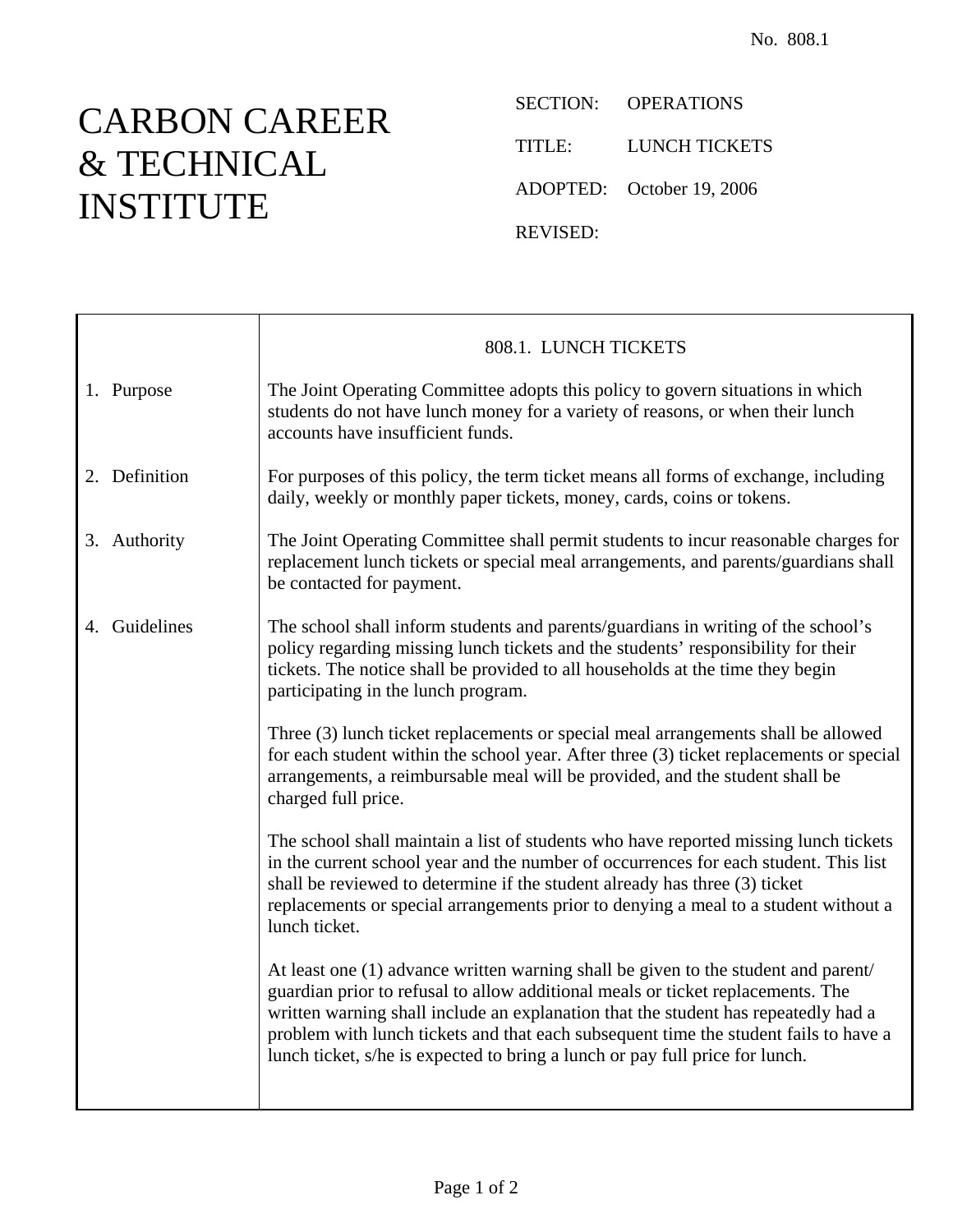No. 808.1

# CARBON CAREER & TECHNICAL INSTITUTE

SECTION: OPERATIONS

TITLE: LUNCH TICKETS

ADOPTED: October 19, 2006

REVISED:

## 808.1. LUNCH TICKETS

**1. Purpose**

The Joint Operating Committee adopts this policy to govern situations in which students do not have lunch money for a variety of reasons, or when their lunch accounts have insufficient funds.

**2. Definition**

For purposes of this policy, the term ticket means all forms of exchange, including daily, weekly or monthly paper tickets, money, cards, coins or tokens.

**3. Authority**

The Joint Operating Committee shall permit students to incur reasonable charges for replacement lunch tickets or special meal arrangements, and parents/guardians shall be contacted for payment.

**4. Guidelines**

The school shall inform students and parents/guardians in writing of the school's policy regarding missing lunch tickets and the students' responsibility for their tickets. The notice shall be provided to all households at the time they begin participating in the lunch program.

Three (3) lunch ticket replacements or special meal arrangements shall be allowed for each student within the school year. After three (3) ticket replacements or special arrangements, a reimbursable meal will be provided, and the student shall be charged full price.

The school shall maintain a list of students who have reported missing lunch tickets in the current school year and the number of occurrences for each student. This list shall be reviewed to determine if the student already has three (3) ticket replacements or special arrangements prior to denying a meal to a student without a lunch ticket.

At least one (1) advance written warning shall be given to the student and parent/guardian prior to refusal to allow additional meals or ticket replacements. The written warning shall include an explanation that the student has repeatedly had a problem with lunch tickets and that each subsequent time the student fails to have a lunch ticket, s/he is expected to bring a lunch or pay full price for lunch.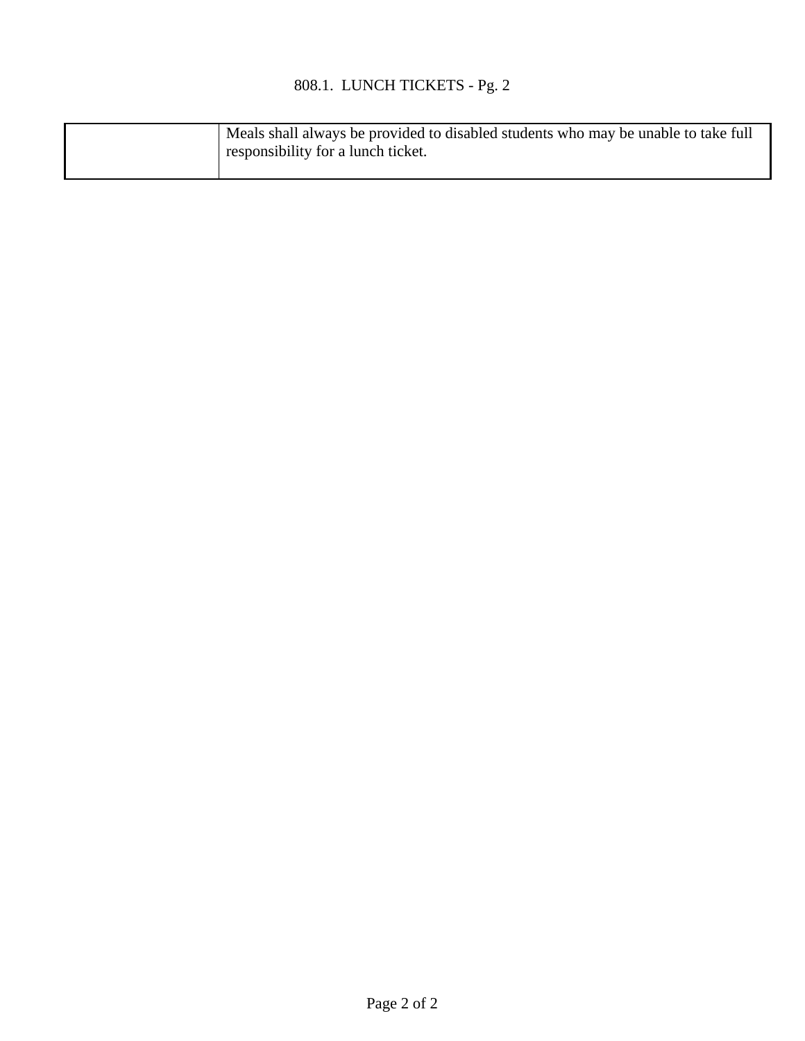| | |
|---|---|
| | Meals shall always be provided to disabled students who may be unable to take full responsibility for a lunch ticket. |